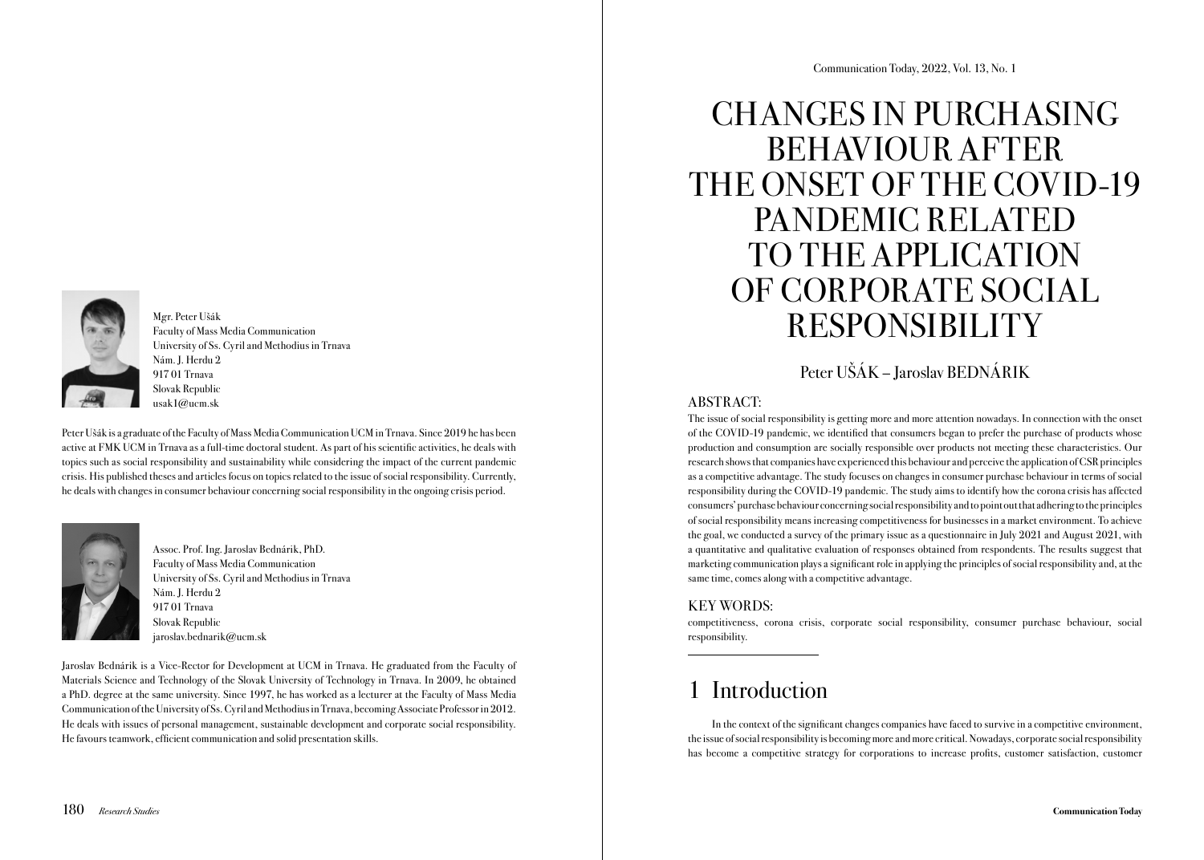# CHANGES IN PURCHASING BEHAVIOUR AFTER THE ONSET OF THE COVID-19 PANDEMIC RELATED TO THE APPLICATION OF CORPORATE SOCIAL RESPONSIBILITY

Peter UŠÁK – Jaroslav BEDNÁRIK

Mgr. Peter Ušák
Faculty of Mass Media Communication
University of Ss. Cyril and Methodius in Trnava
Nám. J. Herdu 2
917 01 Trnava
Slovak Republic
usak1@ucm.sk

Peter Ušák is a graduate of the Faculty of Mass Media Communication UCM in Trnava. Since 2019 he has been active at FMK UCM in Trnava as a full-time doctoral student. As part of his scientific activities, he deals with topics such as social responsibility and sustainability while considering the impact of the current pandemic crisis. His published theses and articles focus on topics related to the issue of social responsibility. Currently, he deals with changes in consumer behaviour concerning social responsibility in the ongoing crisis period.

Assoc. Prof. Ing. Jaroslav Bednárik, PhD.
Faculty of Mass Media Communication
University of Ss. Cyril and Methodius in Trnava
Nám. J. Herdu 2
917 01 Trnava
Slovak Republic
jaroslav.bednarik@ucm.sk

Jaroslav Bednárik is a Vice-Rector for Development at UCM in Trnava. He graduated from the Faculty of Materials Science and Technology of the Slovak University of Technology in Trnava. In 2009, he obtained a PhD. degree at the same university. Since 1997, he has worked as a lecturer at the Faculty of Mass Media Communication of the University of Ss. Cyril and Methodius in Trnava, becoming Associate Professor in 2012. He deals with issues of personal management, sustainable development and corporate social responsibility. He favours teamwork, efficient communication and solid presentation skills.

## ABSTRACT:

The issue of social responsibility is getting more and more attention nowadays. In connection with the onset of the COVID-19 pandemic, we identified that consumers began to prefer the purchase of products whose production and consumption are socially responsible over products not meeting these characteristics. Our research shows that companies have experienced this behaviour and perceive the application of CSR principles as a competitive advantage. The study focuses on changes in consumer purchase behaviour in terms of social responsibility during the COVID-19 pandemic. The study aims to identify how the corona crisis has affected consumers' purchase behaviour concerning social responsibility and to point out that adhering to the principles of social responsibility means increasing competitiveness for businesses in a market environment. To achieve the goal, we conducted a survey of the primary issue as a questionnaire in July 2021 and August 2021, with a quantitative and qualitative evaluation of responses obtained from respondents. The results suggest that marketing communication plays a significant role in applying the principles of social responsibility and, at the same time, comes along with a competitive advantage.

## KEY WORDS:

competitiveness, corona crisis, corporate social responsibility, consumer purchase behaviour, social responsibility.

## 1 Introduction

In the context of the significant changes companies have faced to survive in a competitive environment, the issue of social responsibility is becoming more and more critical. Nowadays, corporate social responsibility has become a competitive strategy for corporations to increase profits, customer satisfaction, customer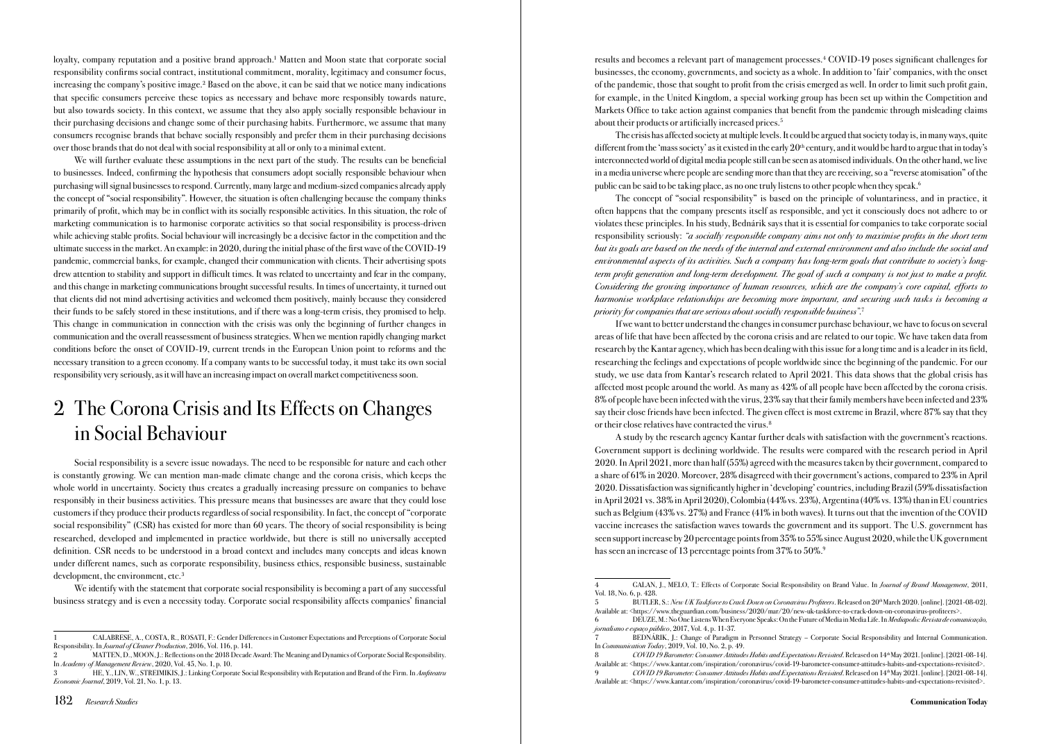loyalty, company reputation and a positive brand approach.[1] Matten and Moon state that corporate social responsibility confirms social contract, institutional commitment, morality, legitimacy and consumer focus, increasing the company's positive image.[2] Based on the above, it can be said that we notice many indications that specific consumers perceive these topics as necessary and behave more responsibly towards nature, but also towards society. In this context, we assume that they also apply socially responsible behaviour in their purchasing decisions and change some of their purchasing habits. Furthermore, we assume that many consumers recognise brands that behave socially responsibly and prefer them in their purchasing decisions over those brands that do not deal with social responsibility at all or only to a minimal extent.

We will further evaluate these assumptions in the next part of the study. The results can be beneficial to businesses. Indeed, confirming the hypothesis that consumers adopt socially responsible behaviour when purchasing will signal businesses to respond. Currently, many large and medium-sized companies already apply the concept of "social responsibility". However, the situation is often challenging because the company thinks primarily of profit, which may be in conflict with its socially responsible activities. In this situation, the role of marketing communication is to harmonise corporate activities so that social responsibility is process-driven while achieving stable profits. Social behaviour will increasingly be a decisive factor in the competition and the ultimate success in the market. An example: in 2020, during the initial phase of the first wave of the COVID-19 pandemic, commercial banks, for example, changed their communication with clients. Their advertising spots drew attention to stability and support in difficult times. It was related to uncertainty and fear in the company, and this change in marketing communications brought successful results. In times of uncertainty, it turned out that clients did not mind advertising activities and welcomed them positively, mainly because they considered their funds to be safely stored in these institutions, and if there was a long-term crisis, they promised to help. This change in communication in connection with the crisis was only the beginning of further changes in communication and the overall reassessment of business strategies. When we mention rapidly changing market conditions before the onset of COVID-19, current trends in the European Union point to reforms and the necessary transition to a green economy. If a company wants to be successful today, it must take its own social responsibility very seriously, as it will have an increasing impact on overall market competitiveness soon.

# 2 The Corona Crisis and Its Effects on Changes in Social Behaviour

Social responsibility is a severe issue nowadays. The need to be responsible for nature and each other is constantly growing. We can mention man-made climate change and the corona crisis, which keeps the whole world in uncertainty. Society thus creates a gradually increasing pressure on companies to behave responsibly in their business activities. This pressure means that businesses are aware that they could lose customers if they produce their products regardless of social responsibility. In fact, the concept of "corporate social responsibility" (CSR) has existed for more than 60 years. The theory of social responsibility is being researched, developed and implemented in practice worldwide, but there is still no universally accepted definition. CSR needs to be understood in a broad context and includes many concepts and ideas known under different names, such as corporate responsibility, business ethics, responsible business, sustainable development, the environment, etc.[3]

We identify with the statement that corporate social responsibility is becoming a part of any successful business strategy and is even a necessity today. Corporate social responsibility affects companies' financial results and becomes a relevant part of management processes.[4] COVID-19 poses significant challenges for businesses, the economy, governments, and society as a whole. In addition to 'fair' companies, with the onset of the pandemic, those that sought to profit from the crisis emerged as well. In order to limit such profit gain, for example, in the United Kingdom, a special working group has been set up within the Competition and Markets Office to take action against companies that benefit from the pandemic through misleading claims about their products or artificially increased prices.[5]

The crisis has affected society at multiple levels. It could be argued that society today is, in many ways, quite different from the 'mass society' as it existed in the early 20th century, and it would be hard to argue that in today's interconnected world of digital media people still can be seen as atomised individuals. On the other hand, we live in a media universe where people are sending more than that they are receiving, so a "reverse atomisation" of the public can be said to be taking place, as no one truly listens to other people when they speak.[6]

The concept of "social responsibility" is based on the principle of voluntariness, and in practice, it often happens that the company presents itself as responsible, and yet it consciously does not adhere to or violates these principles. In his study, Bednárik says that it is essential for companies to take corporate social responsibility seriously: *"a socially responsible company aims not only to maximise profits in the short term but its goals are based on the needs of the internal and external environment and also include the social and environmental aspects of its activities. Such a company has long-term goals that contribute to society's long-term profit generation and long-term development. The goal of such a company is not just to make a profit. Considering the growing importance of human resources, which are the company's core capital, efforts to harmonise workplace relationships are becoming more important, and securing such tasks is becoming a priority for companies that are serious about socially responsible business"*.[7]

If we want to better understand the changes in consumer purchase behaviour, we have to focus on several areas of life that have been affected by the corona crisis and are related to our topic. We have taken data from research by the Kantar agency, which has been dealing with this issue for a long time and is a leader in its field, researching the feelings and expectations of people worldwide since the beginning of the pandemic. For our study, we use data from Kantar's research related to April 2021. This data shows that the global crisis has affected most people around the world. As many as 42% of all people have been affected by the corona crisis. 8% of people have been infected with the virus, 23% say that their family members have been infected and 23% say their close friends have been infected. The given effect is most extreme in Brazil, where 87% say that they or their close relatives have contracted the virus.[8]

A study by the research agency Kantar further deals with satisfaction with the government's reactions. Government support is declining worldwide. The results were compared with the research period in April 2020. In April 2021, more than half (55%) agreed with the measures taken by their government, compared to a share of 61% in 2020. Moreover, 28% disagreed with their government's actions, compared to 23% in April 2020. Dissatisfaction was significantly higher in 'developing' countries, including Brazil (59% dissatisfaction in April 2021 vs. 38% in April 2020), Colombia (44% vs. 23%), Argentina (40% vs. 13%) than in EU countries such as Belgium (43% vs. 27%) and France (41% in both waves). It turns out that the invention of the COVID vaccine increases the satisfaction waves towards the government and its support. The U.S. government has seen support increase by 20 percentage points from 35% to 55% since August 2020, while the UK government has seen an increase of 13 percentage points from 37% to 50%.[9]

---

1 CALABRESE, A., COSTA, R., ROSATI, F.: Gender Differences in Customer Expectations and Perceptions of Corporate Social Responsibility. In *Journal of Cleaner Production*, 2016, Vol. 116, p. 141.

2 MATTEN, D., MOON, J.: Reflections on the 2018 Decade Award: The Meaning and Dynamics of Corporate Social Responsibility. In *Academy of Management Review*, 2020, Vol. 45, No. 1, p. 10.

3 HE, Y., LIN, W., STREIMIKIS, J.: Linking Corporate Social Responsibility with Reputation and Brand of the Firm. In *Amfiteatru Economic Journal*, 2019, Vol. 21, No. 1, p. 13.

4 GALAN, J., MELO, T.: Effects of Corporate Social Responsibility on Brand Value. In *Journal of Brand Management*, 2011, Vol. 18, No. 6, p. 428.

5 BUTLER, S.: *New UK Taskforce to Crack Down on Coronavirus Profiteers*. Released on 20th March 2020. [online]. [2021-08-02]. Available at: <https://www.theguardian.com/business/2020/mar/20/new-uk-taskforce-to-crack-down-on-coronavirus-profiteers>.

6 DEUZE, M.: No One Listens When Everyone Speaks: On the Future of Media in Media Life. In *Mediapolis: Revista de comunicação, jornalismo e espaço público*, 2017, Vol. 4, p. 11-37.

7 BEDNÁRIK, J.: Change of Paradigm in Personnel Strategy – Corporate Social Responsibility and Internal Communication. In *Communication Today*, 2019, Vol. 10, No. 2, p. 49.

8 *COVID 19 Barometer: Consumer Attitudes Habits and Expectations Revisited*. Released on 14th May 2021. [online]. [2021-08-14]. Available at: <https://www.kantar.com/inspiration/coronavirus/covid-19-barometer-consumer-attitudes-habits-and-expectations-revisited>.

9 *COVID 19 Barometer: Consumer Attitudes Habits and Expectations Revisited*. Released on 14th May 2021. [online]. [2021-08-14]. Available at: <https://www.kantar.com/inspiration/coronavirus/covid-19-barometer-consumer-attitudes-habits-and-expectations-revisited>.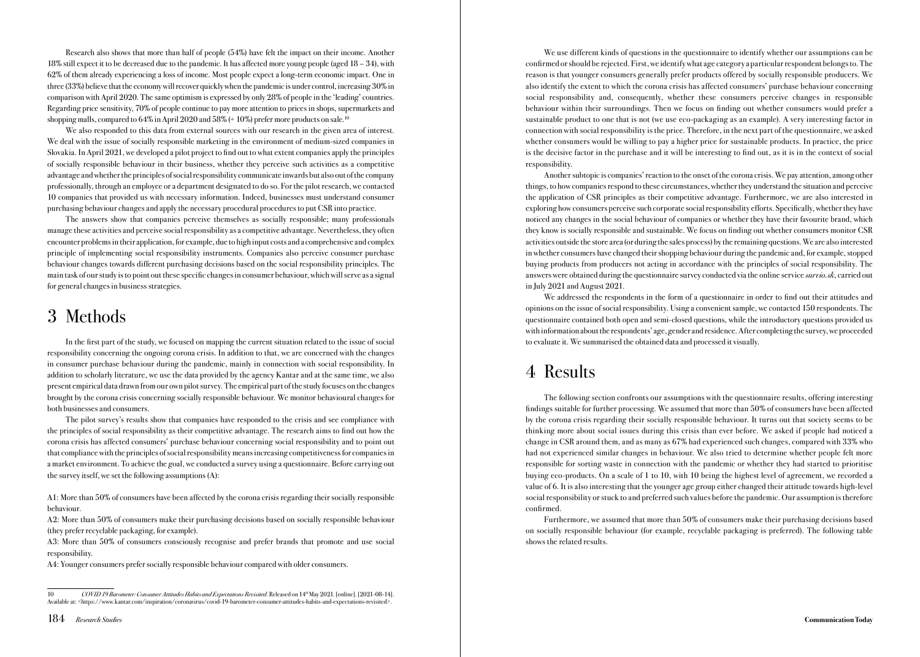Research also shows that more than half of people (54%) have felt the impact on their income. Another 18% still expect it to be decreased due to the pandemic. It has affected more young people (aged 18 – 34), with 62% of them already experiencing a loss of income. Most people expect a long-term economic impact. One in three (33%) believe that the economy will recover quickly when the pandemic is under control, increasing 30% in comparison with April 2020. The same optimism is expressed by only 28% of people in the 'leading' countries. Regarding price sensitivity, 70% of people continue to pay more attention to prices in shops, supermarkets and shopping malls, compared to 64% in April 2020 and 58% (+ 10%) prefer more products on sale.[10]

We also responded to this data from external sources with our research in the given area of interest. We deal with the issue of socially responsible marketing in the environment of medium-sized companies in Slovakia. In April 2021, we developed a pilot project to find out to what extent companies apply the principles of socially responsible behaviour in their business, whether they perceive such activities as a competitive advantage and whether the principles of social responsibility communicate inwards but also out of the company professionally, through an employee or a department designated to do so. For the pilot research, we contacted 10 companies that provided us with necessary information. Indeed, businesses must understand consumer purchasing behaviour changes and apply the necessary procedural procedures to put CSR into practice.

The answers show that companies perceive themselves as socially responsible; many professionals manage these activities and perceive social responsibility as a competitive advantage. Nevertheless, they often encounter problems in their application, for example, due to high input costs and a comprehensive and complex principle of implementing social responsibility instruments. Companies also perceive consumer purchase behaviour changes towards different purchasing decisions based on the social responsibility principles. The main task of our study is to point out these specific changes in consumer behaviour, which will serve as a signal for general changes in business strategies.

# 3 Methods

In the first part of the study, we focused on mapping the current situation related to the issue of social responsibility concerning the ongoing corona crisis. In addition to that, we are concerned with the changes in consumer purchase behaviour during the pandemic, mainly in connection with social responsibility. In addition to scholarly literature, we use the data provided by the agency Kantar and at the same time, we also present empirical data drawn from our own pilot survey. The empirical part of the study focuses on the changes brought by the corona crisis concerning socially responsible behaviour. We monitor behavioural changes for both businesses and consumers.

The pilot survey's results show that companies have responded to the crisis and see compliance with the principles of social responsibility as their competitive advantage. The research aims to find out how the corona crisis has affected consumers' purchase behaviour concerning social responsibility and to point out that compliance with the principles of social responsibility means increasing competitiveness for companies in a market environment. To achieve the goal, we conducted a survey using a questionnaire. Before carrying out the survey itself, we set the following assumptions (A):

A1: More than 50% of consumers have been affected by the corona crisis regarding their socially responsible behaviour.

A2: More than 50% of consumers make their purchasing decisions based on socially responsible behaviour (they prefer recyclable packaging, for example).

A3: More than 50% of consumers consciously recognise and prefer brands that promote and use social responsibility.

A4: Younger consumers prefer socially responsible behaviour compared with older consumers.

We use different kinds of questions in the questionnaire to identify whether our assumptions can be confirmed or should be rejected. First, we identify what age category a particular respondent belongs to. The reason is that younger consumers generally prefer products offered by socially responsible producers. We also identify the extent to which the corona crisis has affected consumers' purchase behaviour concerning social responsibility and, consequently, whether these consumers perceive changes in responsible behaviour within their surroundings. Then we focus on finding out whether consumers would prefer a sustainable product to one that is not (we use eco-packaging as an example). A very interesting factor in connection with social responsibility is the price. Therefore, in the next part of the questionnaire, we asked whether consumers would be willing to pay a higher price for sustainable products. In practice, the price is the decisive factor in the purchase and it will be interesting to find out, as it is in the context of social responsibility.

Another subtopic is companies' reaction to the onset of the corona crisis. We pay attention, among other things, to how companies respond to these circumstances, whether they understand the situation and perceive the application of CSR principles as their competitive advantage. Furthermore, we are also interested in exploring how consumers perceive such corporate social responsibility efforts. Specifically, whether they have noticed any changes in the social behaviour of companies or whether they have their favourite brand, which they know is socially responsible and sustainable. We focus on finding out whether consumers monitor CSR activities outside the store area (or during the sales process) by the remaining questions. We are also interested in whether consumers have changed their shopping behaviour during the pandemic and, for example, stopped buying products from producers not acting in accordance with the principles of social responsibility. The answers were obtained during the questionnaire survey conducted via the online service *survio.sk*, carried out in July 2021 and August 2021.

We addressed the respondents in the form of a questionnaire in order to find out their attitudes and opinions on the issue of social responsibility. Using a convenient sample, we contacted 150 respondents. The questionnaire contained both open and semi-closed questions, while the introductory questions provided us with information about the respondents' age, gender and residence. After completing the survey, we proceeded to evaluate it. We summarised the obtained data and processed it visually.

# 4 Results

The following section confronts our assumptions with the questionnaire results, offering interesting findings suitable for further processing. We assumed that more than 50% of consumers have been affected by the corona crisis regarding their socially responsible behaviour. It turns out that society seems to be thinking more about social issues during this crisis than ever before. We asked if people had noticed a change in CSR around them, and as many as 67% had experienced such changes, compared with 33% who had not experienced similar changes in behaviour. We also tried to determine whether people felt more responsible for sorting waste in connection with the pandemic or whether they had started to prioritise buying eco-products. On a scale of 1 to 10, with 10 being the highest level of agreement, we recorded a value of 6. It is also interesting that the younger age group either changed their attitude towards high-level social responsibility or stuck to and preferred such values before the pandemic. Our assumption is therefore confirmed.

Furthermore, we assumed that more than 50% of consumers make their purchasing decisions based on socially responsible behaviour (for example, recyclable packaging is preferred). The following table shows the related results.

---

10 *COVID 19 Barometer: Consumer Attitudes Habits and Expectations Revisited*. Released on 14th May 2021. [online]. [2021-08-14]. Available at: <https://www.kantar.com/inspiration/coronavirus/covid-19-barometer-consumer-attitudes-habits-and-expectations-revisited>.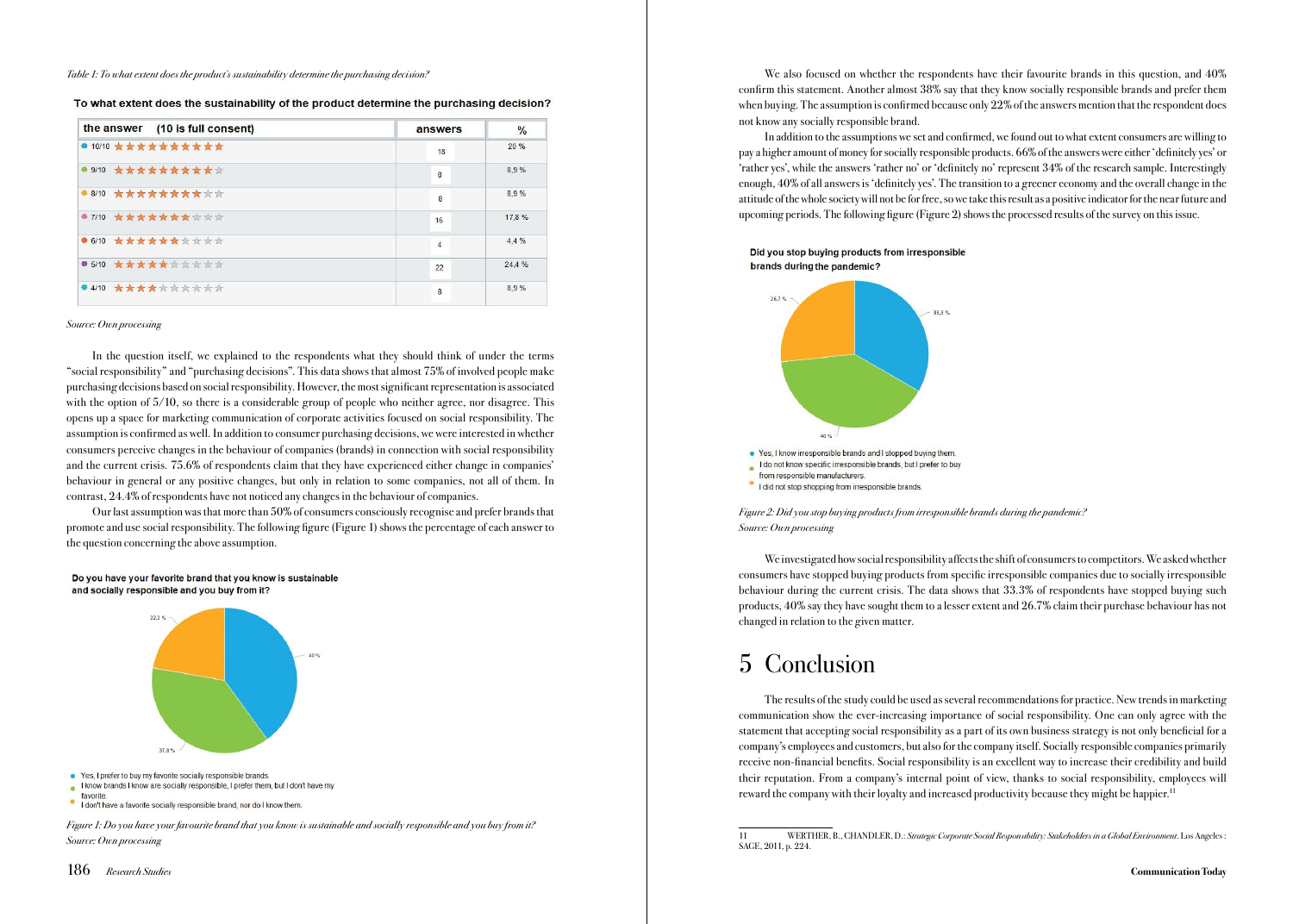*Table 1: To what extent does the product's sustainability determine the purchasing decision?*

**To what extent does the sustainability of the product determine the purchasing decision?**

| the answer (10 is full consent) | answers | % |
|---|---|---|
| 10/10 ★★★★★★★★★★ | 18 | 20 % |
| 9/10 ★★★★★★★★★☆ | 8 | 8,9 % |
| 8/10 ★★★★★★★★☆☆ | 8 | 8,9 % |
| 7/10 ★★★★★★★☆☆☆ | 16 | 17,8 % |
| 6/10 ★★★★★★☆☆☆☆ | 4 | 4,4 % |
| 5/10 ★★★★★☆☆☆☆☆ | 22 | 24,4 % |
| 4/10 ★★★★☆☆☆☆☆☆ | 8 | 8,9 % |

*Source: Own processing*

In the question itself, we explained to the respondents what they should think of under the terms "social responsibility" and "purchasing decisions". This data shows that almost 75% of involved people make purchasing decisions based on social responsibility. However, the most significant representation is associated with the option of 5/10, so there is a considerable group of people who neither agree, nor disagree. This opens up a space for marketing communication of corporate activities focused on social responsibility. The assumption is confirmed as well. In addition to consumer purchasing decisions, we were interested in whether consumers perceive changes in the behaviour of companies (brands) in connection with social responsibility and the current crisis. 75.6% of respondents claim that they have experienced either change in companies' behaviour in general or any positive changes, but only in relation to some companies, not all of them. In contrast, 24.4% of respondents have not noticed any changes in the behaviour of companies.

Our last assumption was that more than 50% of consumers consciously recognise and prefer brands that promote and use social responsibility. The following figure (Figure 1) shows the percentage of each answer to the question concerning the above assumption.

**Do you have your favorite brand that you know is sustainable and socially responsible and you buy from it?**

- 40 % – Yes, I prefer to buy my favorite socially responsible brands.
- 37,8 % – I know brands I know are socially responsible, I prefer them, but I don't have my favorite.
- 22,2 % – I don't have a favorite socially responsible brand, nor do I know them.

*Figure 1: Do you have your favourite brand that you know is sustainable and socially responsible and you buy from it?*
*Source: Own processing*

We also focused on whether the respondents have their favourite brands in this question, and 40% confirm this statement. Another almost 38% say that they know socially responsible brands and prefer them when buying. The assumption is confirmed because only 22% of the answers mention that the respondent does not know any socially responsible brand.

In addition to the assumptions we set and confirmed, we found out to what extent consumers are willing to pay a higher amount of money for socially responsible products. 66% of the answers were either 'definitely yes' or 'rather yes', while the answers 'rather no' or 'definitely no' represent 34% of the research sample. Interestingly enough, 40% of all answers is 'definitely yes'. The transition to a greener economy and the overall change in the attitude of the whole society will not be for free, so we take this result as a positive indicator for the near future and upcoming periods. The following figure (Figure 2) shows the processed results of the survey on this issue.

**Did you stop buying products from irresponsible brands during the pandemic?**

- 33,3 % – Yes, I know irresponsible brands and I stopped buying them.
- 40 % – I do not know specific irresponsible brands, but I prefer to buy from responsible manufacturers.
- 26,7 % – I did not stop shopping from irresponsible brands.

*Figure 2: Did you stop buying products from irresponsible brands during the pandemic?*
*Source: Own processing*

We investigated how social responsibility affects the shift of consumers to competitors. We asked whether consumers have stopped buying products from specific irresponsible companies due to socially irresponsible behaviour during the current crisis. The data shows that 33.3% of respondents have stopped buying such products, 40% say they have sought them to a lesser extent and 26.7% claim their purchase behaviour has not changed in relation to the given matter.

# 5 Conclusion

The results of the study could be used as several recommendations for practice. New trends in marketing communication show the ever-increasing importance of social responsibility. One can only agree with the statement that accepting social responsibility as a part of its own business strategy is not only beneficial for a company's employees and customers, but also for the company itself. Socially responsible companies primarily receive non-financial benefits. Social responsibility is an excellent way to increase their credibility and build their reputation. From a company's internal point of view, thanks to social responsibility, employees will reward the company with their loyalty and increased productivity because they might be happier.[11]

---

11 WERTHER, B., CHANDLER, D.: *Strategic Corporate Social Responsibility: Stakeholders in a Global Environment*. Los Angeles : SAGE, 2011, p. 224.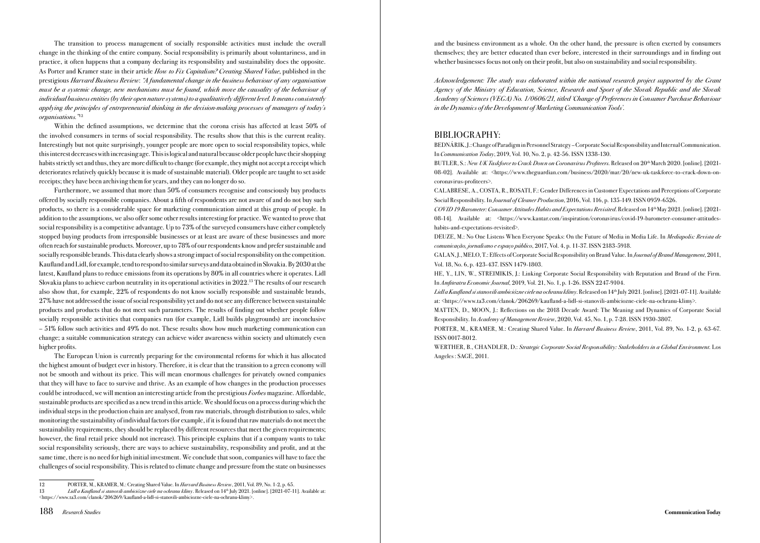The transition to process management of socially responsible activities must include the overall change in the thinking of the entire company. Social responsibility is primarily about voluntariness, and in practice, it often happens that a company declaring its responsibility and sustainability does the opposite. As Porter and Kramer state in their article *How to Fix Capitalism? Creating Shared Value*, published in the prestigious *Harvard Business Review*: *"A fundamental change in the business behaviour of any organisation must be a systemic change, new mechanisms must be found, which move the causality of the behaviour of individual business entities (by their open nature systems) to a qualitatively different level. It means consistently applying the principles of entrepreneurial thinking in the decision-making processes of managers of today's organisations."*[12]

Within the defined assumptions, we determine that the corona crisis has affected at least 50% of the involved consumers in terms of social responsibility. The results show that this is the current reality. Interestingly but not quite surprisingly, younger people are more open to social responsibility topics, while this interest decreases with increasing age. This is logical and natural because older people have their shopping habits strictly set and thus, they are more difficult to change (for example, they might not accept a receipt which deteriorates relatively quickly because it is made of sustainable material). Older people are taught to set aside receipts; they have been archiving them for years, and they can no longer do so.

Furthermore, we assumed that more than 50% of consumers recognise and consciously buy products offered by socially responsible companies. About a fifth of respondents are not aware of and do not buy such products, so there is a considerable space for marketing communication aimed at this group of people. In addition to the assumptions, we also offer some other results interesting for practice. We wanted to prove that social responsibility is a competitive advantage. Up to 73% of the surveyed consumers have either completely stopped buying products from irresponsible businesses or at least are aware of these businesses and more often reach for sustainable products. Moreover, up to 78% of our respondents know and prefer sustainable and socially responsible brands. This data clearly shows a strong impact of social responsibility on the competition. Kaufland and Lidl, for example, tend to respond to similar surveys and data obtained in Slovakia. By 2030 at the latest, Kaufland plans to reduce emissions from its operations by 80% in all countries where it operates. Lidl Slovakia plans to achieve carbon neutrality in its operational activities in 2022.[13] The results of our research also show that, for example, 22% of respondents do not know socially responsible and sustainable brands, 27% have not addressed the issue of social responsibility yet and do not see any difference between sustainable products and products that do not meet such parameters. The results of finding out whether people follow socially responsible activities that companies run (for example, Lidl builds playgrounds) are inconclusive – 51% follow such activities and 49% do not. These results show how much marketing communication can change; a suitable communication strategy can achieve wider awareness within society and ultimately even higher profits.

The European Union is currently preparing for the environmental reforms for which it has allocated the highest amount of budget ever in history. Therefore, it is clear that the transition to a green economy will not be smooth and without its price. This will mean enormous challenges for privately owned companies that they will have to face to survive and thrive. As an example of how changes in the production processes could be introduced, we will mention an interesting article from the prestigious *Forbes* magazine. Affordable, sustainable products are specified as a new trend in this article. We should focus on a process during which the individual steps in the production chain are analysed, from raw materials, through distribution to sales, while monitoring the sustainability of individual factors (for example, if it is found that raw materials do not meet the sustainability requirements, they should be replaced by different resources that meet the given requirements; however, the final retail price should not increase). This principle explains that if a company wants to take social responsibility seriously, there are ways to achieve sustainability, responsibility and profit, and at the same time, there is no need for high initial investment. We conclude that soon, companies will have to face the challenges of social responsibility. This is related to climate change and pressure from the state on businesses and the business environment as a whole. On the other hand, the pressure is often exerted by consumers themselves; they are better educated than ever before, interested in their surroundings and in finding out whether businesses focus not only on their profit, but also on sustainability and social responsibility.

*Acknowledgement: The study was elaborated within the national research project supported by the Grant Agency of the Ministry of Education, Science, Research and Sport of the Slovak Republic and the Slovak Academy of Sciences (VEGA) No. 1/0606/21, titled 'Change of Preferences in Consumer Purchase Behaviour in the Dynamics of the Development of Marketing Communication Tools'.*

---

12 PORTER, M., KRAMER, M.: Creating Shared Value. In *Harvard Business Review*, 2011, Vol. 89, No. 1-2, p. 65.

13 *Lidl a Kaufland si stanovili ambiciózne ciele na ochranu klímy*. Released on 14th July 2021. [online]. [2021-07-11]. Available at: <https://www.ta3.com/clanok/206269/kaufland-a-lidl-si-stanovili-ambiciozne-ciele-na-ochranu-klimy>.

## BIBLIOGRAPHY:

BEDNÁRIK, J.: Change of Paradigm in Personnel Strategy – Corporate Social Responsibility and Internal Communication. In *Communication Today*, 2019, Vol. 10, No. 2, p. 42-56. ISSN 1338-130.

BUTLER, S.: *New UK Taskforce to Crack Down on Coronavirus Profiteers*. Released on 20th March 2020. [online]. [2021-08-02]. Available at: <https://www.theguardian.com/business/2020/mar/20/new-uk-taskforce-to-crack-down-on-coronavirus-profiteers>.

CALABRESE, A., COSTA, R., ROSATI, F.: Gender Differences in Customer Expectations and Perceptions of Corporate Social Responsibility. In *Journal of Cleaner Production*, 2016, Vol. 116, p. 135-149. ISSN 0959-6526.

*COVID 19 Barometer: Consumer Attitudes Habits and Expectations Revisited*. Released on 14th May 2021. [online]. [2021-08-14]. Available at: <https://www.kantar.com/inspiration/coronavirus/covid-19-barometer-consumer-attitudes-habits-and-expectations-revisited>.

DEUZE, M.: No One Listens When Everyone Speaks: On the Future of Media in Media Life. In *Mediapolis: Revista de comunicação, jornalismo e espaço público*, 2017, Vol. 4, p. 11-37. ISSN 2183-5918.

GALAN, J., MELO, T.: Effects of Corporate Social Responsibility on Brand Value. In *Journal of Brand Management*, 2011, Vol. 18, No. 6, p. 423-437. ISSN 1479-1803.

HE, Y., LIN, W., STREIMIKIS, J.: Linking Corporate Social Responsibility with Reputation and Brand of the Firm. In *Amfiteatru Economic Journal*, 2019, Vol. 21, No. 1, p. 1-26. ISSN 2247-9104.

*Lidl a Kaufland si stanovili ambiciózne ciele na ochranu klímy*. Released on 14th July 2021. [online]. [2021-07-11]. Available at: <https://www.ta3.com/clanok/206269/kaufland-a-lidl-si-stanovili-ambiciozne-ciele-na-ochranu-klimy>.

MATTEN, D., MOON, J.: Reflections on the 2018 Decade Award: The Meaning and Dynamics of Corporate Social Responsibility. In *Academy of Management Review*, 2020, Vol. 45, No. 1, p. 7-28. ISSN 1930-3807.

PORTER, M., KRAMER, M.: Creating Shared Value. In *Harvard Business Review*, 2011, Vol. 89, No. 1-2, p. 63-67. ISSN 0017-8012.

WERTHER, B., CHANDLER, D.: *Strategic Corporate Social Responsibility: Stakeholders in a Global Environment*. Los Angeles : SAGE, 2011.